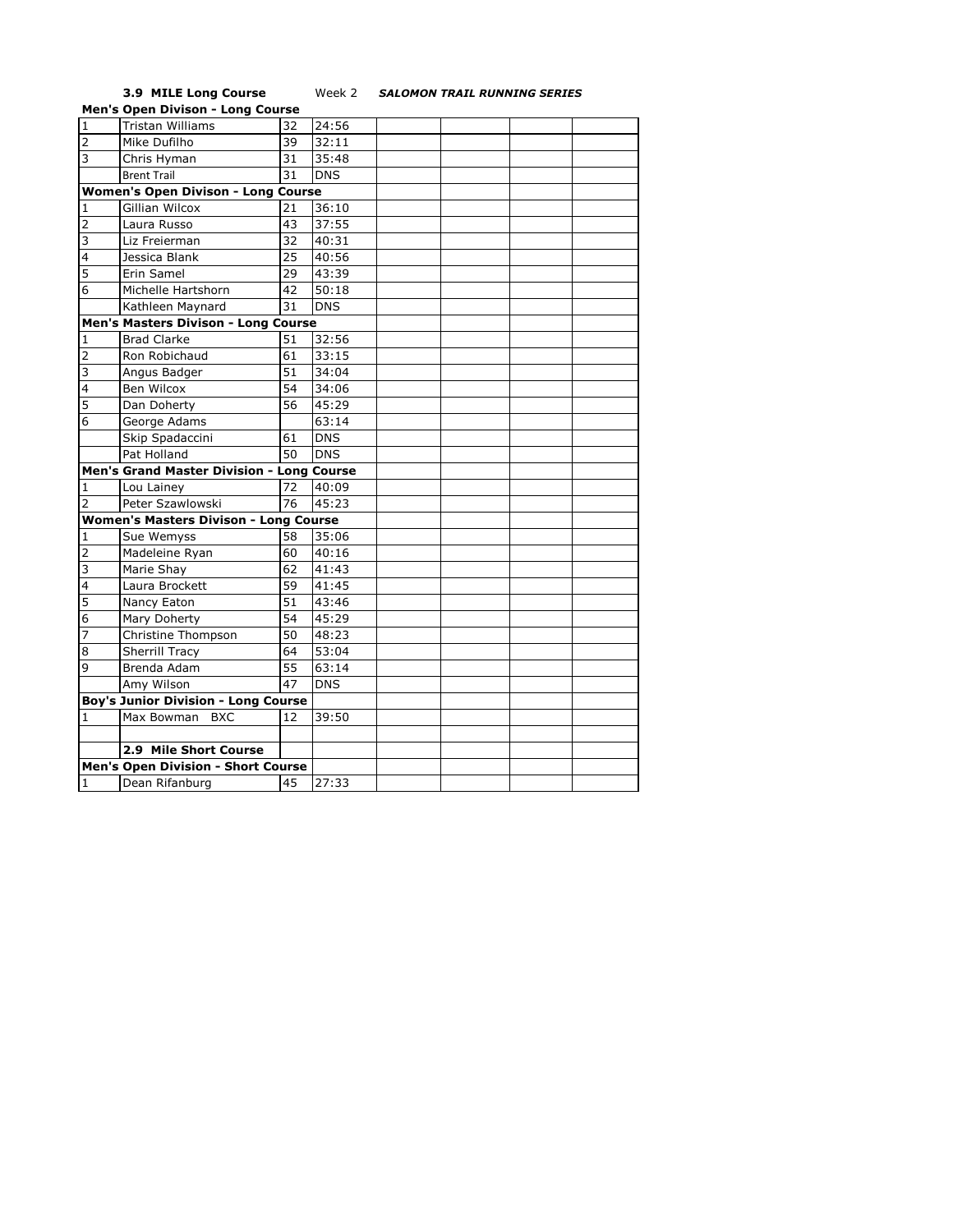**3.9 MILE Long Course** Week 2 ***SALOMON TRAIL RUNNING SERIES***

| | | | | | | | |
|---|---|---|---|---|---|---|---|
| **Men's Open Divison - Long Course** | | | | | | | |
| 1 | Tristan Williams | 32 | 24:56 | | | | |
| 2 | Mike Dufilho | 39 | 32:11 | | | | |
| 3 | Chris Hyman | 31 | 35:48 | | | | |
| | Brent Trail | 31 | DNS | | | | |
| **Women's Open Divison - Long Course** | | | | | | | |
| 1 | Gillian Wilcox | 21 | 36:10 | | | | |
| 2 | Laura Russo | 43 | 37:55 | | | | |
| 3 | Liz Freierman | 32 | 40:31 | | | | |
| 4 | Jessica Blank | 25 | 40:56 | | | | |
| 5 | Erin Samel | 29 | 43:39 | | | | |
| 6 | Michelle Hartshorn | 42 | 50:18 | | | | |
| | Kathleen Maynard | 31 | DNS | | | | |
| **Men's Masters Divison - Long Course** | | | | | | | |
| 1 | Brad Clarke | 51 | 32:56 | | | | |
| 2 | Ron Robichaud | 61 | 33:15 | | | | |
| 3 | Angus Badger | 51 | 34:04 | | | | |
| 4 | Ben Wilcox | 54 | 34:06 | | | | |
| 5 | Dan Doherty | 56 | 45:29 | | | | |
| 6 | George Adams | | 63:14 | | | | |
| | Skip Spadaccini | 61 | DNS | | | | |
| | Pat Holland | 50 | DNS | | | | |
| **Men's Grand Master Division - Long Course** | | | | | | | |
| 1 | Lou Lainey | 72 | 40:09 | | | | |
| 2 | Peter Szawlowski | 76 | 45:23 | | | | |
| **Women's Masters Divison - Long Course** | | | | | | | |
| 1 | Sue Wemyss | 58 | 35:06 | | | | |
| 2 | Madeleine Ryan | 60 | 40:16 | | | | |
| 3 | Marie Shay | 62 | 41:43 | | | | |
| 4 | Laura Brockett | 59 | 41:45 | | | | |
| 5 | Nancy Eaton | 51 | 43:46 | | | | |
| 6 | Mary Doherty | 54 | 45:29 | | | | |
| 7 | Christine Thompson | 50 | 48:23 | | | | |
| 8 | Sherrill Tracy | 64 | 53:04 | | | | |
| 9 | Brenda Adam | 55 | 63:14 | | | | |
| | Amy Wilson | 47 | DNS | | | | |
| **Boy's Junior Division - Long Course** | | | | | | | |
| 1 | Max Bowman BXC | 12 | 39:50 | | | | |
| | | | | | | | |
| | **2.9 Mile Short Course** | | | | | | |
| **Men's Open Division - Short Course** | | | | | | | |
| 1 | Dean Rifanburg | 45 | 27:33 | | | | |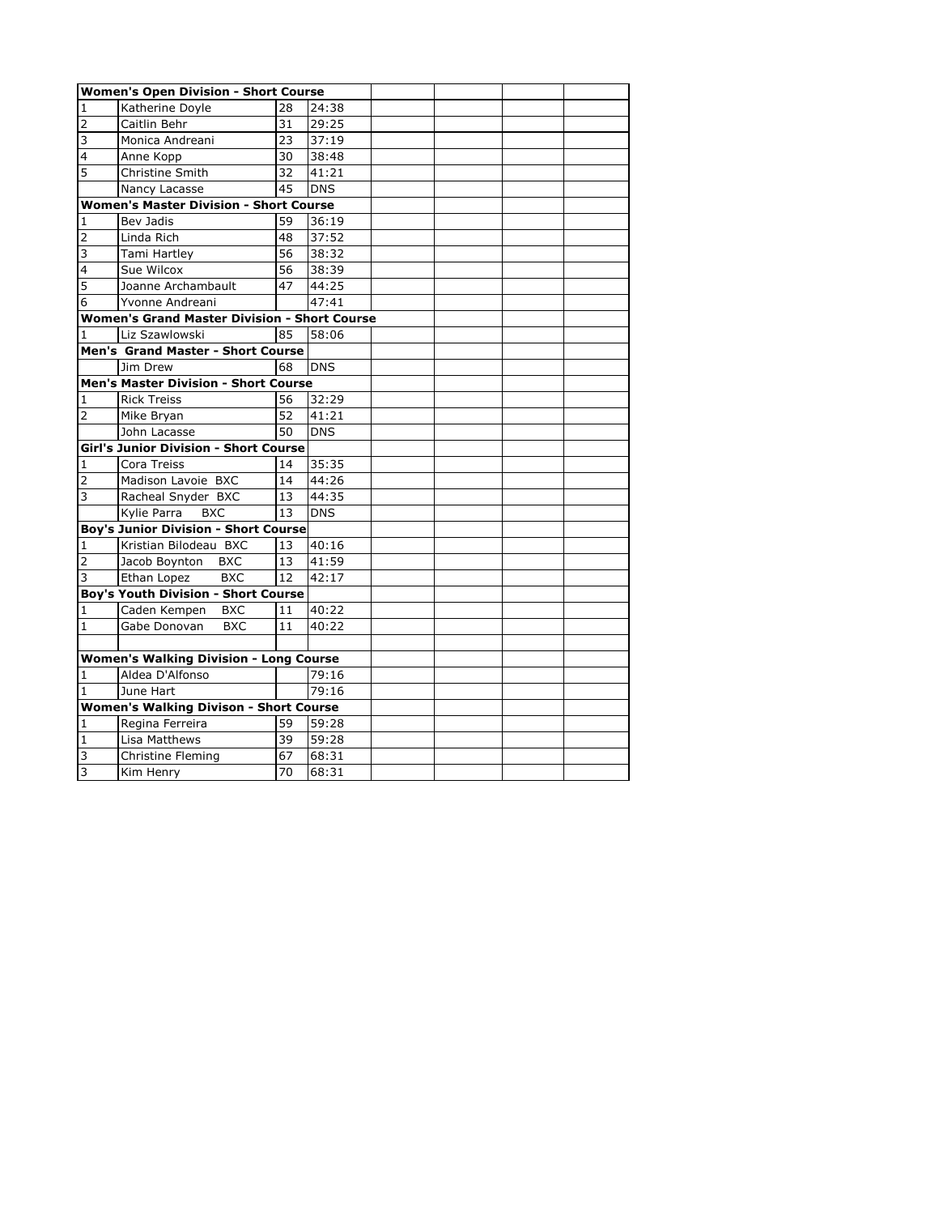| | | | | | | | |
|---|---|---|---|---|---|---|---|
| **Women's Open Division - Short Course** | | | | | | | |
| 1 | Katherine Doyle | 28 | 24:38 | | | | |
| 2 | Caitlin Behr | 31 | 29:25 | | | | |
| 3 | Monica Andreani | 23 | 37:19 | | | | |
| 4 | Anne Kopp | 30 | 38:48 | | | | |
| 5 | Christine Smith | 32 | 41:21 | | | | |
| | Nancy Lacasse | 45 | DNS | | | | |
| **Women's Master Division - Short Course** | | | | | | | |
| 1 | Bev Jadis | 59 | 36:19 | | | | |
| 2 | Linda Rich | 48 | 37:52 | | | | |
| 3 | Tami Hartley | 56 | 38:32 | | | | |
| 4 | Sue Wilcox | 56 | 38:39 | | | | |
| 5 | Joanne Archambault | 47 | 44:25 | | | | |
| 6 | Yvonne Andreani | | 47:41 | | | | |
| **Women's Grand Master Division - Short Course** | | | | | | | |
| 1 | Liz Szawlowski | 85 | 58:06 | | | | |
| **Men's Grand Master - Short Course** | | | | | | | |
| | Jim Drew | 68 | DNS | | | | |
| **Men's Master Division - Short Course** | | | | | | | |
| 1 | Rick Treiss | 56 | 32:29 | | | | |
| 2 | Mike Bryan | 52 | 41:21 | | | | |
| | John Lacasse | 50 | DNS | | | | |
| **Girl's Junior Division - Short Course** | | | | | | | |
| 1 | Cora Treiss | 14 | 35:35 | | | | |
| 2 | Madison Lavoie BXC | 14 | 44:26 | | | | |
| 3 | Racheal Snyder BXC | 13 | 44:35 | | | | |
| | Kylie Parra BXC | 13 | DNS | | | | |
| **Boy's Junior Division - Short Course** | | | | | | | |
| 1 | Kristian Bilodeau BXC | 13 | 40:16 | | | | |
| 2 | Jacob Boynton BXC | 13 | 41:59 | | | | |
| 3 | Ethan Lopez BXC | 12 | 42:17 | | | | |
| **Boy's Youth Division - Short Course** | | | | | | | |
| 1 | Caden Kempen BXC | 11 | 40:22 | | | | |
| 1 | Gabe Donovan BXC | 11 | 40:22 | | | | |
| | | | | | | | |
| **Women's Walking Division - Long Course** | | | | | | | |
| 1 | Aldea D'Alfonso | | 79:16 | | | | |
| 1 | June Hart | | 79:16 | | | | |
| **Women's Walking Divison - Short Course** | | | | | | | |
| 1 | Regina Ferreira | 59 | 59:28 | | | | |
| 1 | Lisa Matthews | 39 | 59:28 | | | | |
| 3 | Christine Fleming | 67 | 68:31 | | | | |
| 3 | Kim Henry | 70 | 68:31 | | | | |